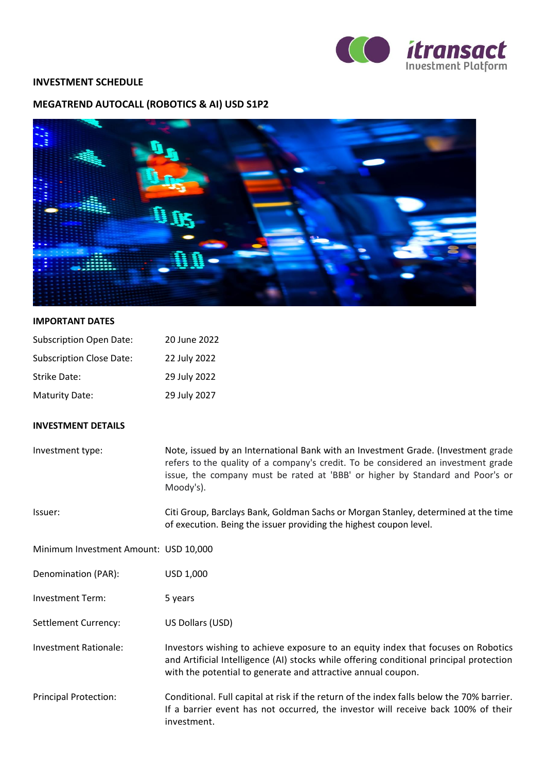**INVESTMENT SCHEDULE**

**MEGATREND AUTOCALL (ROBOTICS & AI) USD S1P2**

**IMPORTANT DATES**

| | |
|---|---|
| Subscription Open Date: | 20 June 2022 |
| Subscription Close Date: | 22 July 2022 |
| Strike Date: | 29 July 2022 |
| Maturity Date: | 29 July 2027 |

**INVESTMENT DETAILS**

| | |
|---|---|
| Investment type: | Note, issued by an International Bank with an Investment Grade. (Investment grade refers to the quality of a company's credit. To be considered an investment grade issue, the company must be rated at 'BBB' or higher by Standard and Poor's or Moody's). |
| Issuer: | Citi Group, Barclays Bank, Goldman Sachs or Morgan Stanley, determined at the time of execution. Being the issuer providing the highest coupon level. |
| Minimum Investment Amount: | USD 10,000 |
| Denomination (PAR): | USD 1,000 |
| Investment Term: | 5 years |
| Settlement Currency: | US Dollars (USD) |
| Investment Rationale: | Investors wishing to achieve exposure to an equity index that focuses on Robotics and Artificial Intelligence (AI) stocks while offering conditional principal protection with the potential to generate and attractive annual coupon. |
| Principal Protection: | Conditional. Full capital at risk if the return of the index falls below the 70% barrier. If a barrier event has not occurred, the investor will receive back 100% of their investment. |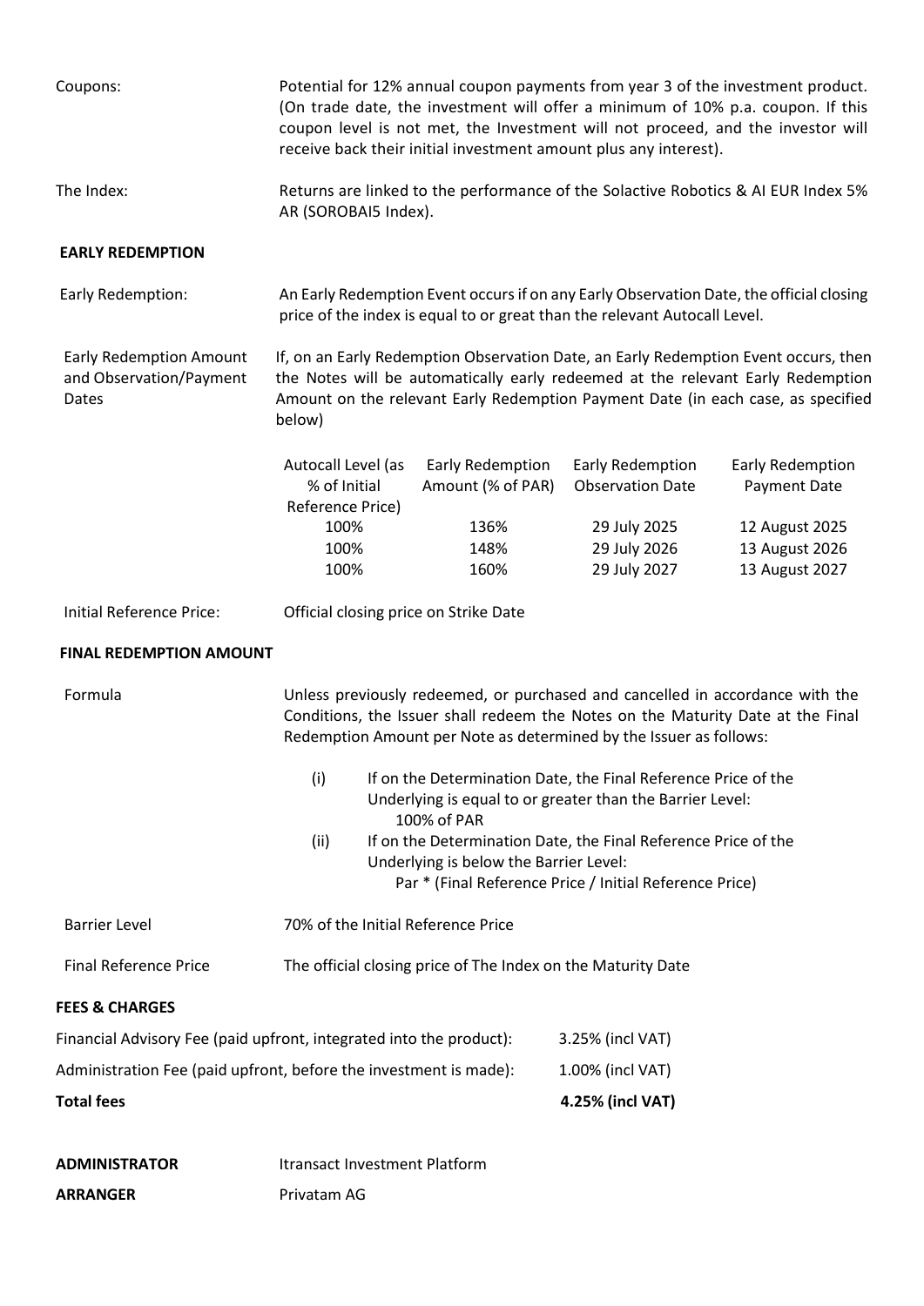Coupons: Potential for 12% annual coupon payments from year 3 of the investment product. (On trade date, the investment will offer a minimum of 10% p.a. coupon. If this coupon level is not met, the Investment will not proceed, and the investor will receive back their initial investment amount plus any interest).

The Index: Returns are linked to the performance of the Solactive Robotics & AI EUR Index 5% AR (SOROBAI5 Index).

## EARLY REDEMPTION

Early Redemption: An Early Redemption Event occurs if on any Early Observation Date, the official closing price of the index is equal to or great than the relevant Autocall Level.

Early Redemption Amount and Observation/Payment Dates: If, on an Early Redemption Observation Date, an Early Redemption Event occurs, then the Notes will be automatically early redeemed at the relevant Early Redemption Amount on the relevant Early Redemption Payment Date (in each case, as specified below)

| Autocall Level (as % of Initial Reference Price) | Early Redemption Amount (% of PAR) | Early Redemption Observation Date | Early Redemption Payment Date |
|---|---|---|---|
| 100% | 136% | 29 July 2025 | 12 August 2025 |
| 100% | 148% | 29 July 2026 | 13 August 2026 |
| 100% | 160% | 29 July 2027 | 13 August 2027 |

Initial Reference Price: Official closing price on Strike Date

## FINAL REDEMPTION AMOUNT

Formula: Unless previously redeemed, or purchased and cancelled in accordance with the Conditions, the Issuer shall redeem the Notes on the Maturity Date at the Final Redemption Amount per Note as determined by the Issuer as follows:

(i) If on the Determination Date, the Final Reference Price of the Underlying is equal to or greater than the Barrier Level:
100% of PAR

(ii) If on the Determination Date, the Final Reference Price of the Underlying is below the Barrier Level:
Par * (Final Reference Price / Initial Reference Price)

Barrier Level: 70% of the Initial Reference Price

Final Reference Price: The official closing price of The Index on the Maturity Date

## FEES & CHARGES

| | |
|---|---|
| Financial Advisory Fee (paid upfront, integrated into the product): | 3.25% (incl VAT) |
| Administration Fee (paid upfront, before the investment is made): | 1.00% (incl VAT) |
| **Total fees** | **4.25% (incl VAT)** |

**ADMINISTRATOR** Itransact Investment Platform

**ARRANGER** Privatam AG